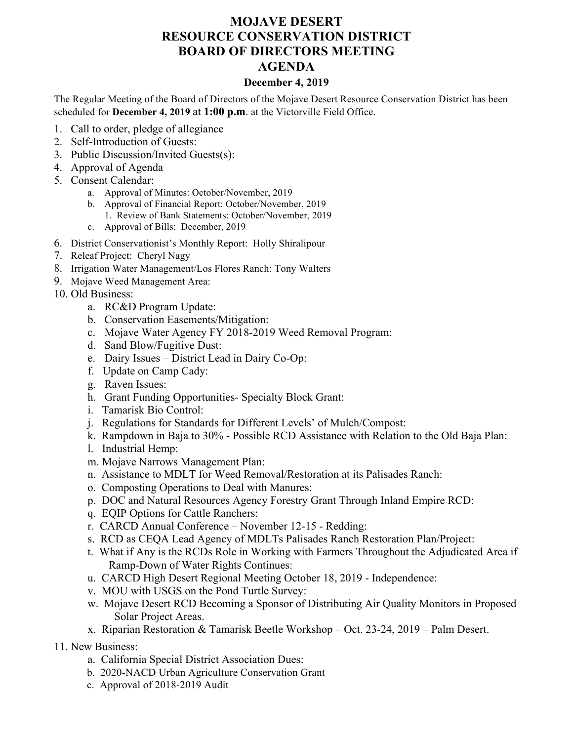# MOJAVE DESERT
# RESOURCE CONSERVATION DISTRICT
# BOARD OF DIRECTORS MEETING
# AGENDA

### December 4, 2019

The Regular Meeting of the Board of Directors of the Mojave Desert Resource Conservation District has been scheduled for **December 4, 2019** at **1:00 p.m**. at the Victorville Field Office.

1. Call to order, pledge of allegiance
2. Self-Introduction of Guests:
3. Public Discussion/Invited Guests(s):
4. Approval of Agenda
5. Consent Calendar:
    a. Approval of Minutes: October/November, 2019
    b. Approval of Financial Report: October/November, 2019
        1. Review of Bank Statements: October/November, 2019
    c. Approval of Bills: December, 2019
6. District Conservationist's Monthly Report: Holly Shiralipour
7. Releaf Project: Cheryl Nagy
8. Irrigation Water Management/Los Flores Ranch: Tony Walters
9. Mojave Weed Management Area:
10. Old Business:
    a. RC&D Program Update:
    b. Conservation Easements/Mitigation:
    c. Mojave Water Agency FY 2018-2019 Weed Removal Program:
    d. Sand Blow/Fugitive Dust:
    e. Dairy Issues – District Lead in Dairy Co-Op:
    f. Update on Camp Cady:
    g. Raven Issues:
    h. Grant Funding Opportunities- Specialty Block Grant:
    i. Tamarisk Bio Control:
    j. Regulations for Standards for Different Levels' of Mulch/Compost:
    k. Rampdown in Baja to 30% - Possible RCD Assistance with Relation to the Old Baja Plan:
    l. Industrial Hemp:
    m. Mojave Narrows Management Plan:
    n. Assistance to MDLT for Weed Removal/Restoration at its Palisades Ranch:
    o. Composting Operations to Deal with Manures:
    p. DOC and Natural Resources Agency Forestry Grant Through Inland Empire RCD:
    q. EQIP Options for Cattle Ranchers:
    r. CARCD Annual Conference – November 12-15 - Redding:
    s. RCD as CEQA Lead Agency of MDLTs Palisades Ranch Restoration Plan/Project:
    t. What if Any is the RCDs Role in Working with Farmers Throughout the Adjudicated Area if Ramp-Down of Water Rights Continues:
    u. CARCD High Desert Regional Meeting October 18, 2019 - Independence:
    v. MOU with USGS on the Pond Turtle Survey:
    w. Mojave Desert RCD Becoming a Sponsor of Distributing Air Quality Monitors in Proposed Solar Project Areas.
    x. Riparian Restoration & Tamarisk Beetle Workshop – Oct. 23-24, 2019 – Palm Desert.
11. New Business:
    a. California Special District Association Dues:
    b. 2020-NACD Urban Agriculture Conservation Grant
    c. Approval of 2018-2019 Audit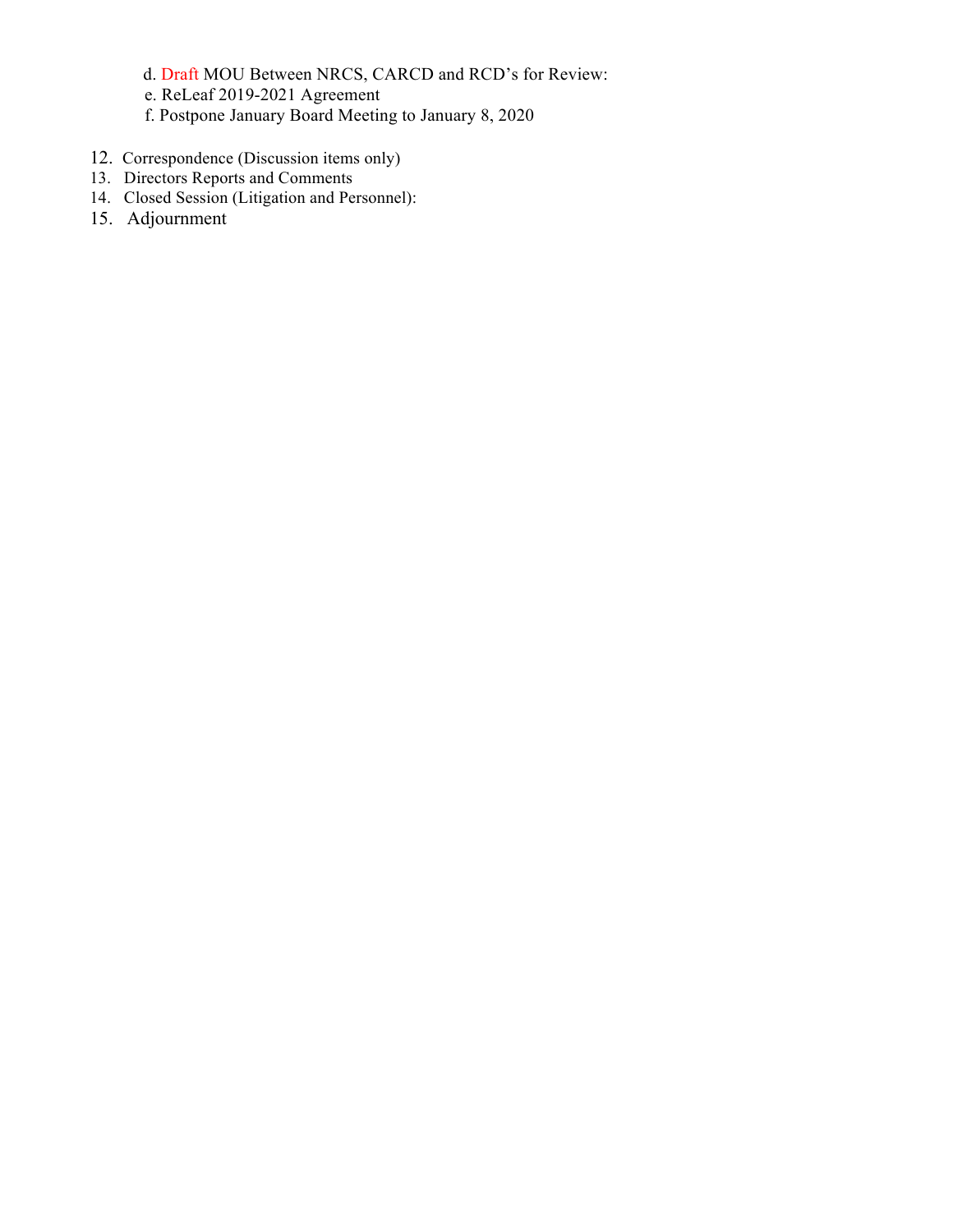d. Draft MOU Between NRCS, CARCD and RCD's for Review:
   e. ReLeaf 2019-2021 Agreement
   f. Postpone January Board Meeting to January 8, 2020

12. Correspondence (Discussion items only)
13. Directors Reports and Comments
14. Closed Session (Litigation and Personnel):
15. Adjournment